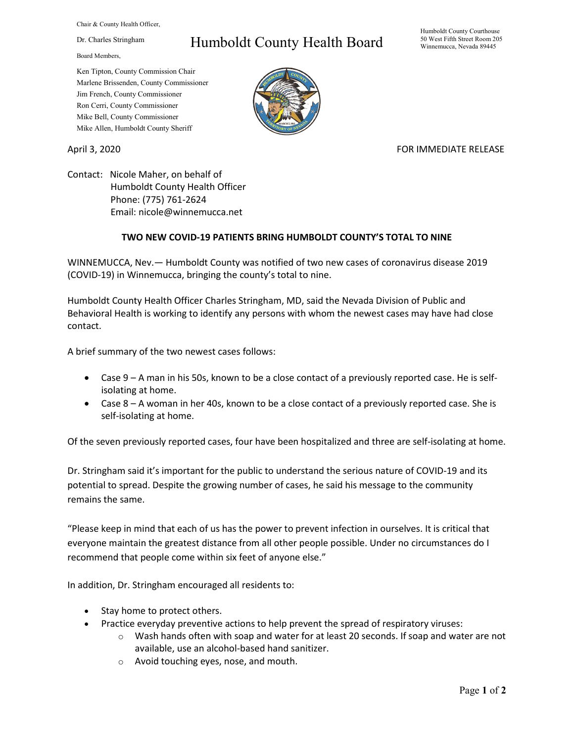Chair & County Health Officer,

Dr. Charles Stringham

# Humboldt County Health Board

Humboldt County Courthouse
50 West Fifth Street Room 205
Winnemucca, Nevada 89445

Board Members,

Ken Tipton, County Commission Chair
Marlene Brissenden, County Commissioner
Jim French, County Commissioner
Ron Cerri, County Commissioner
Mike Bell, County Commissioner
Mike Allen, Humboldt County Sheriff

April 3, 2020

FOR IMMEDIATE RELEASE

Contact: Nicole Maher, on behalf of
Humboldt County Health Officer
Phone: (775) 761-2624
Email: nicole@winnemucca.net

**TWO NEW COVID-19 PATIENTS BRING HUMBOLDT COUNTY'S TOTAL TO NINE**

WINNEMUCCA, Nev.— Humboldt County was notified of two new cases of coronavirus disease 2019 (COVID-19) in Winnemucca, bringing the county's total to nine.

Humboldt County Health Officer Charles Stringham, MD, said the Nevada Division of Public and Behavioral Health is working to identify any persons with whom the newest cases may have had close contact.

A brief summary of the two newest cases follows:

- Case 9 – A man in his 50s, known to be a close contact of a previously reported case. He is self-isolating at home.
- Case 8 – A woman in her 40s, known to be a close contact of a previously reported case. She is self-isolating at home.

Of the seven previously reported cases, four have been hospitalized and three are self-isolating at home.

Dr. Stringham said it's important for the public to understand the serious nature of COVID-19 and its potential to spread. Despite the growing number of cases, he said his message to the community remains the same.

"Please keep in mind that each of us has the power to prevent infection in ourselves. It is critical that everyone maintain the greatest distance from all other people possible. Under no circumstances do I recommend that people come within six feet of anyone else."

In addition, Dr. Stringham encouraged all residents to:

- Stay home to protect others.
- Practice everyday preventive actions to help prevent the spread of respiratory viruses:
    - Wash hands often with soap and water for at least 20 seconds. If soap and water are not available, use an alcohol-based hand sanitizer.
    - Avoid touching eyes, nose, and mouth.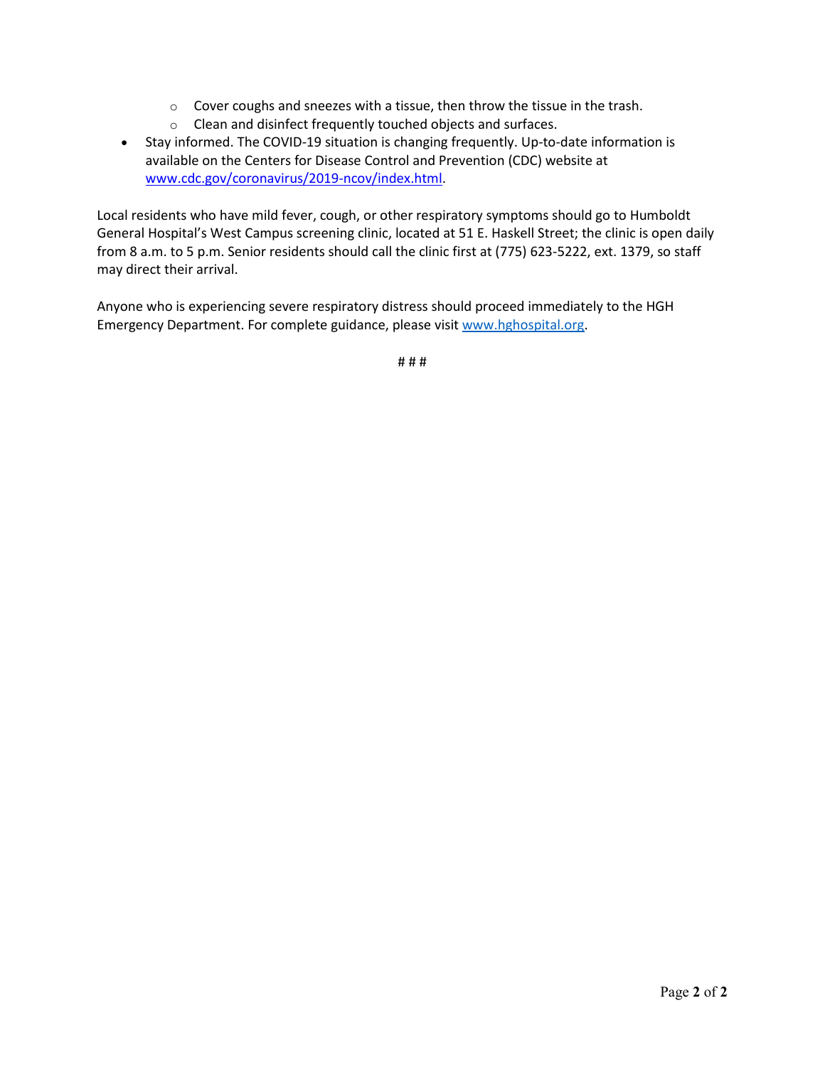- Cover coughs and sneezes with a tissue, then throw the tissue in the trash.
    - Clean and disinfect frequently touched objects and surfaces.
- Stay informed. The COVID-19 situation is changing frequently. Up-to-date information is available on the Centers for Disease Control and Prevention (CDC) website at [www.cdc.gov/coronavirus/2019-ncov/index.html](www.cdc.gov/coronavirus/2019-ncov/index.html).

Local residents who have mild fever, cough, or other respiratory symptoms should go to Humboldt General Hospital's West Campus screening clinic, located at 51 E. Haskell Street; the clinic is open daily from 8 a.m. to 5 p.m. Senior residents should call the clinic first at (775) 623-5222, ext. 1379, so staff may direct their arrival.

Anyone who is experiencing severe respiratory distress should proceed immediately to the HGH Emergency Department. For complete guidance, please visit [www.hghospital.org](www.hghospital.org).

# # #